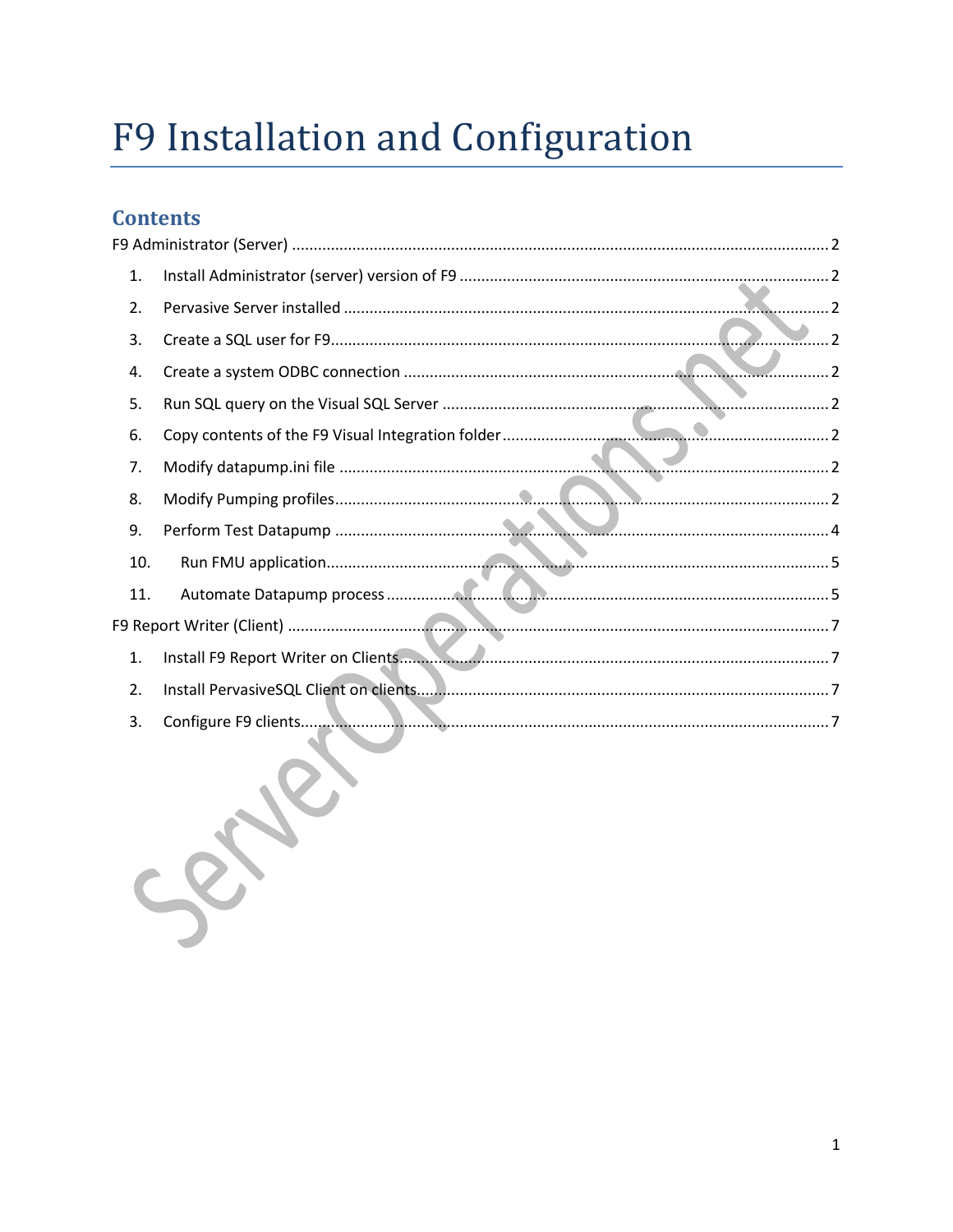# F9 Installation and Configuration

## Contents

F9 Administrator (Server) .......... 2

1. Install Administrator (server) version of F9 .......... 2
2. Pervasive Server installed .......... 2
3. Create a SQL user for F9 .......... 2
4. Create a system ODBC connection .......... 2
5. Run SQL query on the Visual SQL Server .......... 2
6. Copy contents of the F9 Visual Integration folder .......... 2
7. Modify datapump.ini file .......... 2
8. Modify Pumping profiles .......... 2
9. Perform Test Datapump .......... 4
10. Run FMU application .......... 5
11. Automate Datapump process .......... 5

F9 Report Writer (Client) .......... 7

1. Install F9 Report Writer on Clients .......... 7
2. Install PervasiveSQL Client on clients .......... 7
3. Configure F9 clients .......... 7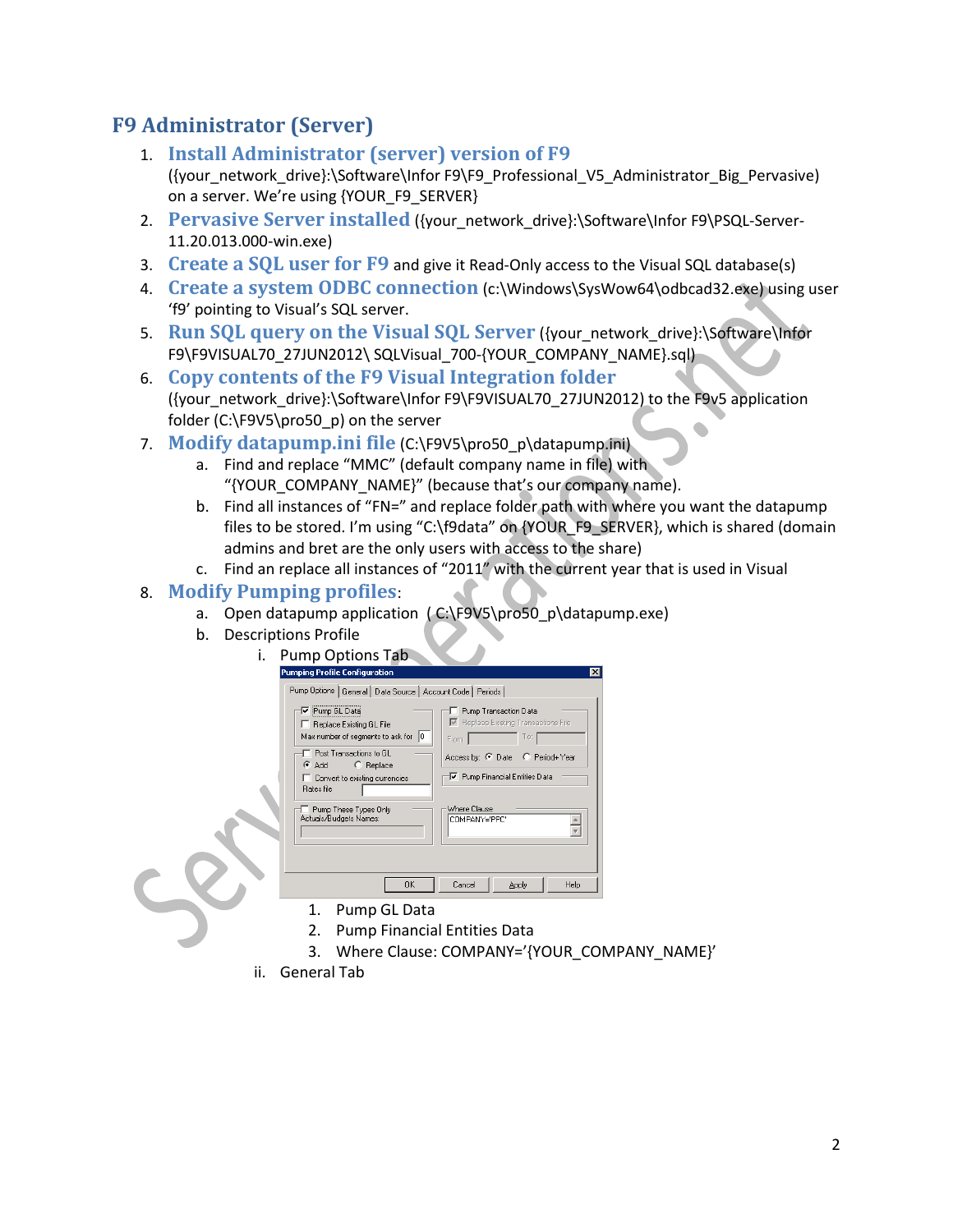# F9 Administrator (Server)

1. **Install Administrator (server) version of F9** ({your_network_drive}:\Software\Infor F9\F9_Professional_V5_Administrator_Big_Pervasive) on a server. We're using {YOUR_F9_SERVER}
2. **Pervasive Server installed** ({your_network_drive}:\Software\Infor F9\PSQL-Server-11.20.013.000-win.exe)
3. **Create a SQL user for F9** and give it Read-Only access to the Visual SQL database(s)
4. **Create a system ODBC connection** (c:\Windows\SysWow64\odbcad32.exe) using user 'f9' pointing to Visual's SQL server.
5. **Run SQL query on the Visual SQL Server** ({your_network_drive}:\Software\Infor F9\F9VISUAL70_27JUN2012\ SQLVisual_700-{YOUR_COMPANY_NAME}.sql)
6. **Copy contents of the F9 Visual Integration folder** ({your_network_drive}:\Software\Infor F9\F9VISUAL70_27JUN2012) to the F9v5 application folder (C:\F9V5\pro50_p) on the server
7. **Modify datapump.ini file** (C:\F9V5\pro50_p\datapump.ini)
   a. Find and replace "MMC" (default company name in file) with "{YOUR_COMPANY_NAME}" (because that's our company name).
   b. Find all instances of "FN=" and replace folder path with where you want the datapump files to be stored. I'm using "C:\f9data" on {YOUR_F9_SERVER}, which is shared (domain admins and bret are the only users with access to the share)
   c. Find an replace all instances of "2011" with the current year that is used in Visual
8. **Modify Pumping profiles**:
   a. Open datapump application ( C:\F9V5\pro50_p\datapump.exe)
   b. Descriptions Profile
      i. Pump Options Tab

         1. Pump GL Data
         2. Pump Financial Entities Data
         3. Where Clause: COMPANY='{YOUR_COMPANY_NAME}'

      ii. General Tab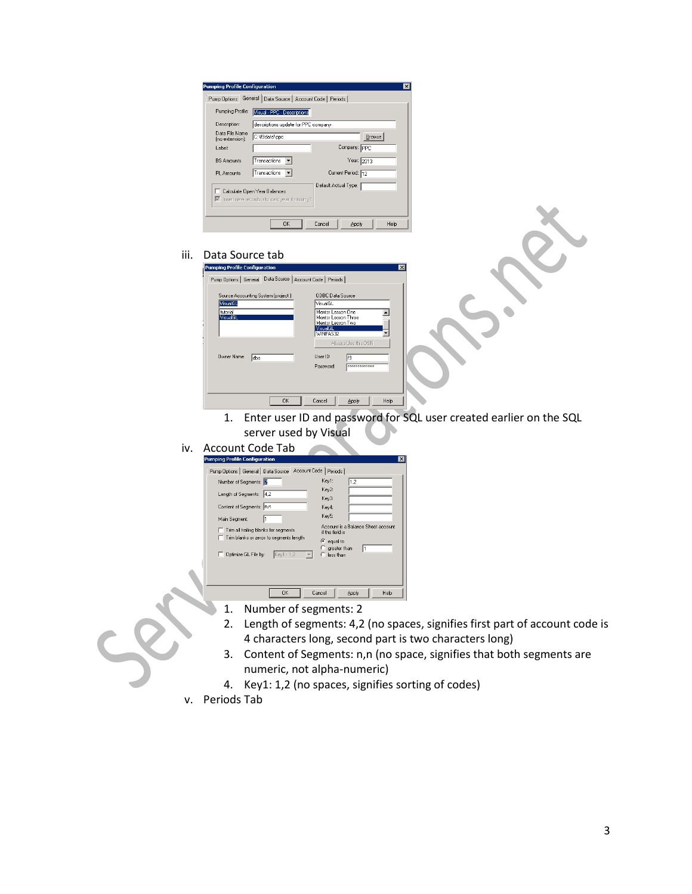iii. Data Source tab

1. Enter user ID and password for SQL user created earlier on the SQL server used by Visual

iv. Account Code Tab

1. Number of segments: 2
2. Length of segments: 4,2 (no spaces, signifies first part of account code is 4 characters long, second part is two characters long)
3. Content of Segments: n,n (no space, signifies that both segments are numeric, not alpha-numeric)
4. Key1: 1,2 (no spaces, signifies sorting of codes)

v. Periods Tab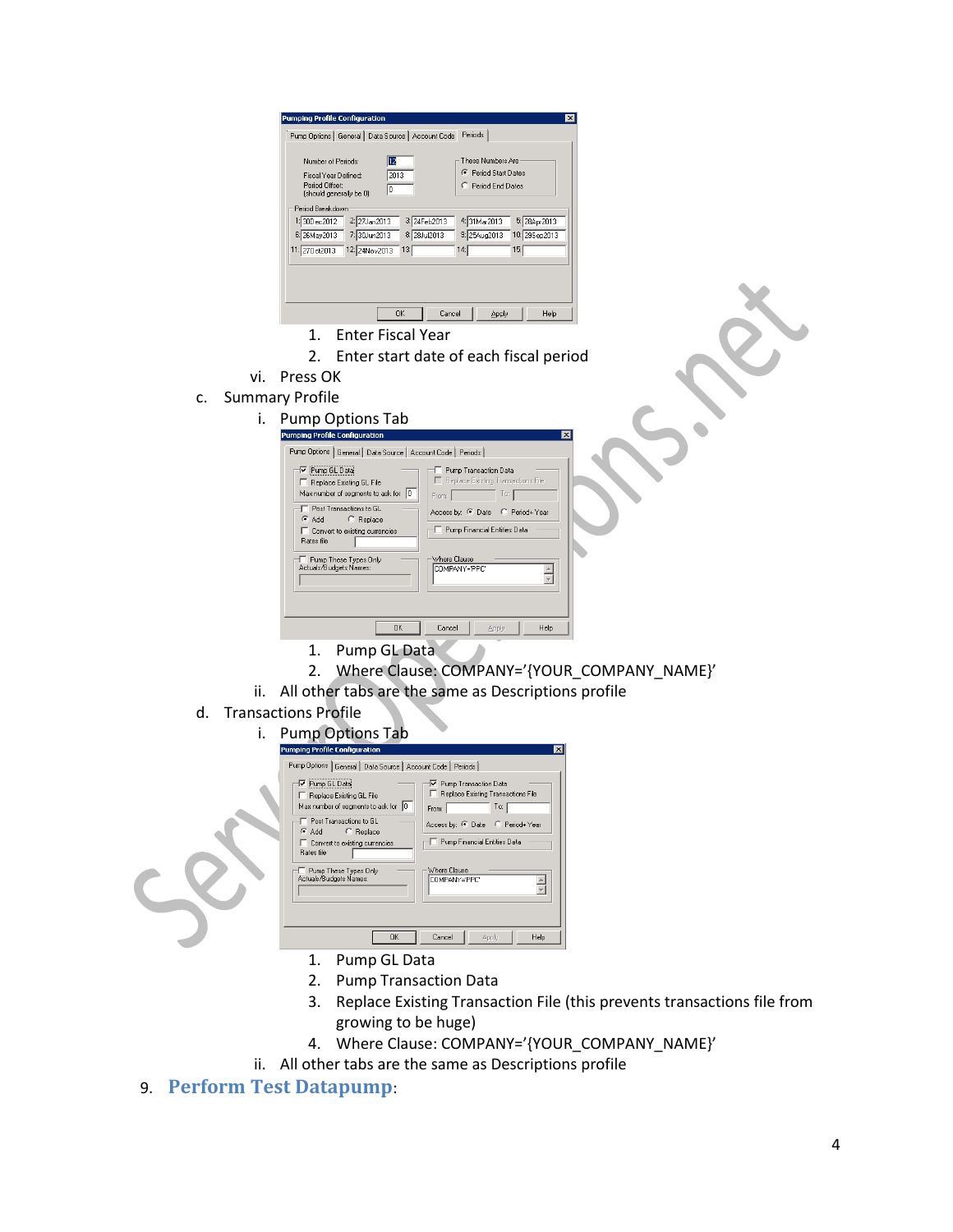1. Enter Fiscal Year
2. Enter start date of each fiscal period

vi. Press OK

c. Summary Profile

   i. Pump Options Tab

      1. Pump GL Data
      2. Where Clause: COMPANY='{YOUR_COMPANY_NAME}'

   ii. All other tabs are the same as Descriptions profile

d. Transactions Profile

   i. Pump Options Tab

      1. Pump GL Data
      2. Pump Transaction Data
      3. Replace Existing Transaction File (this prevents transactions file from growing to be huge)
      4. Where Clause: COMPANY='{YOUR_COMPANY_NAME}'

   ii. All other tabs are the same as Descriptions profile

9. **Perform Test Datapump**: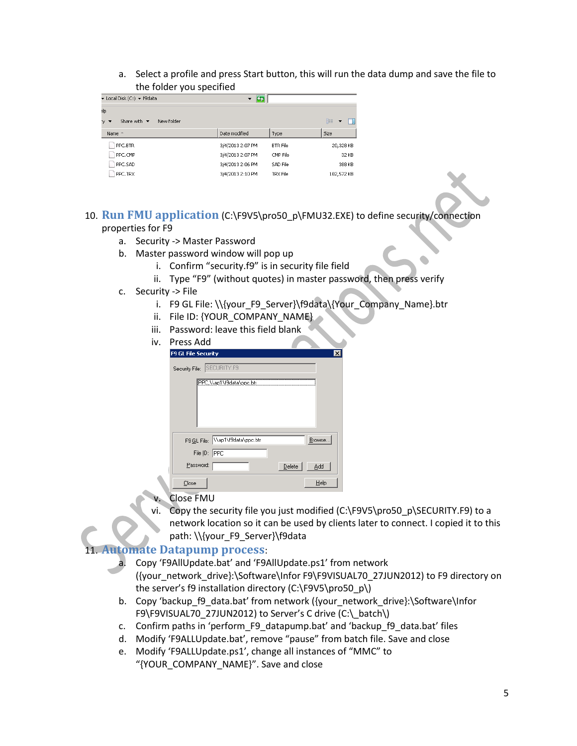a. Select a profile and press Start button, this will run the data dump and save the file to the folder you specified

10. **Run FMU application** (C:\F9V5\pro50_p\FMU32.EXE) to define security/connection properties for F9
    a. Security -> Master Password
    b. Master password window will pop up
       i. Confirm "security.f9" is in security file field
       ii. Type "F9" (without quotes) in master password, then press verify
    c. Security -> File
       i. F9 GL File: \\{your_F9_Server}\f9data\{Your_Company_Name}.btr
       ii. File ID: {YOUR_COMPANY_NAME}
       iii. Password: leave this field blank
       iv. Press Add
       v. Close FMU
       vi. Copy the security file you just modified (C:\F9V5\pro50_p\SECURITY.F9) to a network location so it can be used by clients later to connect. I copied it to this path: \\{your_F9_Server}\f9data

11. **Automate Datapump process**:
    a. Copy 'F9AllUpdate.bat' and 'F9AllUpdate.ps1' from network ({your_network_drive}:\Software\Infor F9\F9VISUAL70_27JUN2012) to F9 directory on the server's f9 installation directory (C:\F9V5\pro50_p\)
    b. Copy 'backup_f9_data.bat' from network ({your_network_drive}:\Software\Infor F9\F9VISUAL70_27JUN2012) to Server's C drive (C:\_batch\)
    c. Confirm paths in 'perform_F9_datapump.bat' and 'backup_f9_data.bat' files
    d. Modify 'F9ALLUpdate.bat', remove "pause" from batch file. Save and close
    e. Modify 'F9ALLUpdate.ps1', change all instances of "MMC" to "{YOUR_COMPANY_NAME}". Save and close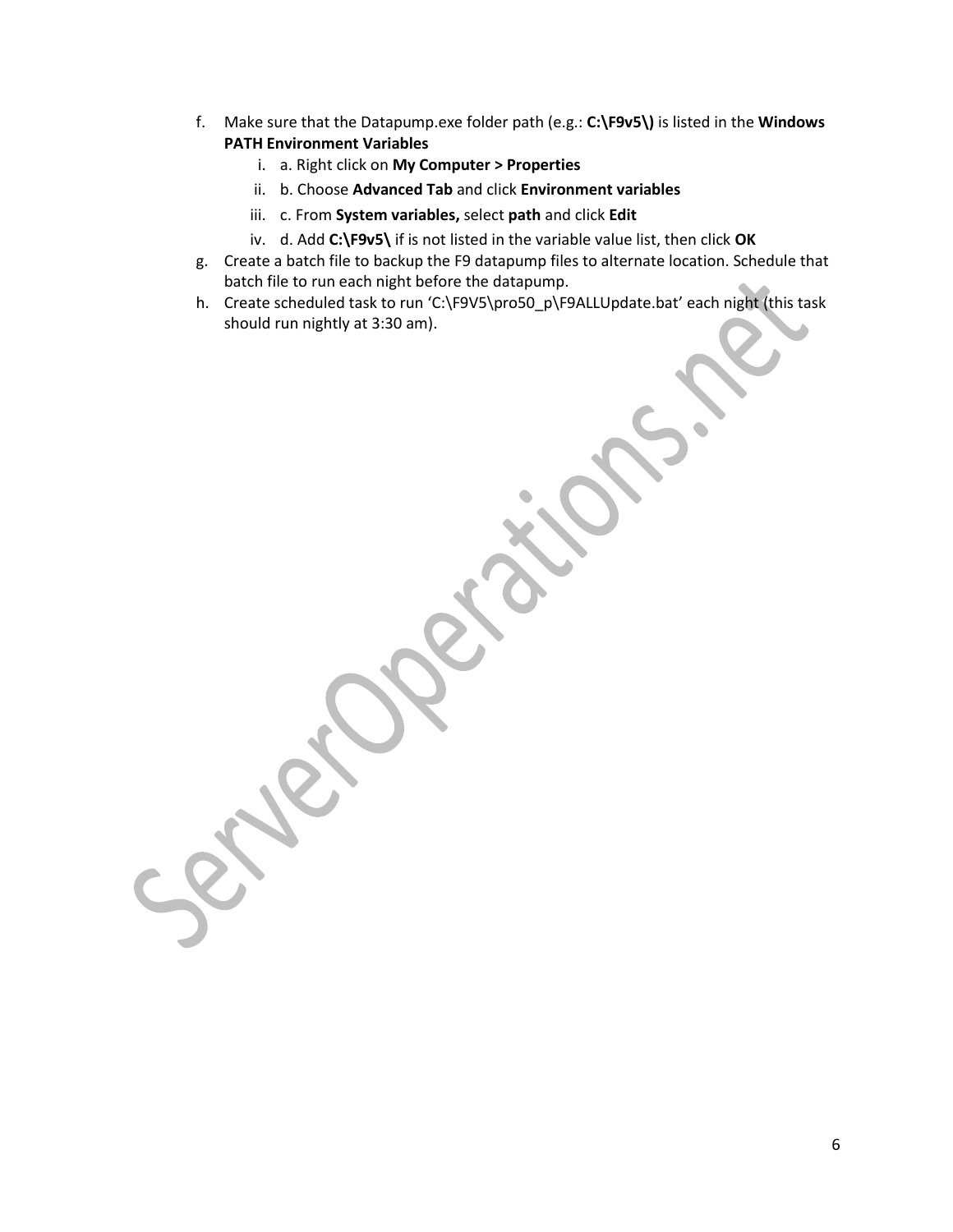f. Make sure that the Datapump.exe folder path (e.g.: **C:\F9v5\)** is listed in the **Windows PATH Environment Variables**
   i. a. Right click on **My Computer > Properties**
   ii. b. Choose **Advanced Tab** and click **Environment variables**
   iii. c. From **System variables,** select **path** and click **Edit**
   iv. d. Add **C:\F9v5\** if is not listed in the variable value list, then click **OK**

g. Create a batch file to backup the F9 datapump files to alternate location. Schedule that batch file to run each night before the datapump.

h. Create scheduled task to run 'C:\F9V5\pro50_p\F9ALLUpdate.bat' each night (this task should run nightly at 3:30 am).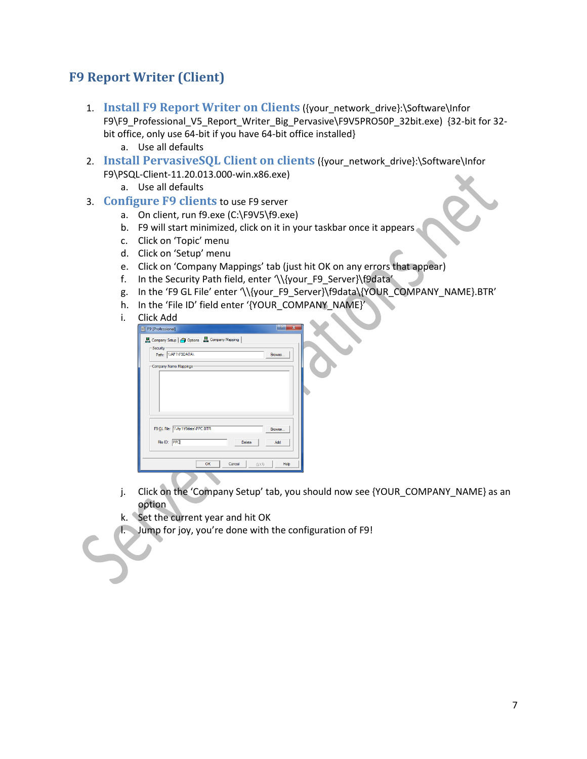## F9 Report Writer (Client)

1. **Install F9 Report Writer on Clients** ({your_network_drive}:\Software\Infor F9\F9_Professional_V5_Report_Writer_Big_Pervasive\F9V5PRO50P_32bit.exe) {32-bit for 32-bit office, only use 64-bit if you have 64-bit office installed}
    a. Use all defaults
2. **Install PervasiveSQL Client on clients** ({your_network_drive}:\Software\Infor F9\PSQL-Client-11.20.013.000-win.x86.exe)
    a. Use all defaults
3. **Configure F9 clients** to use F9 server
    a. On client, run f9.exe (C:\F9V5\f9.exe)
    b. F9 will start minimized, click on it in your taskbar once it appears
    c. Click on 'Topic' menu
    d. Click on 'Setup' menu
    e. Click on 'Company Mappings' tab (just hit OK on any errors that appear)
    f. In the Security Path field, enter '\\{your_F9_Server}\f9data'
    g. In the 'F9 GL File' enter '\\{your_F9_Server}\f9data\{YOUR_COMPANY_NAME}.BTR'
    h. In the 'File ID' field enter '{YOUR_COMPANY_NAME}'
    i. Click Add
    j. Click on the 'Company Setup' tab, you should now see {YOUR_COMPANY_NAME} as an option
    k. Set the current year and hit OK
    l. Jump for joy, you're done with the configuration of F9!